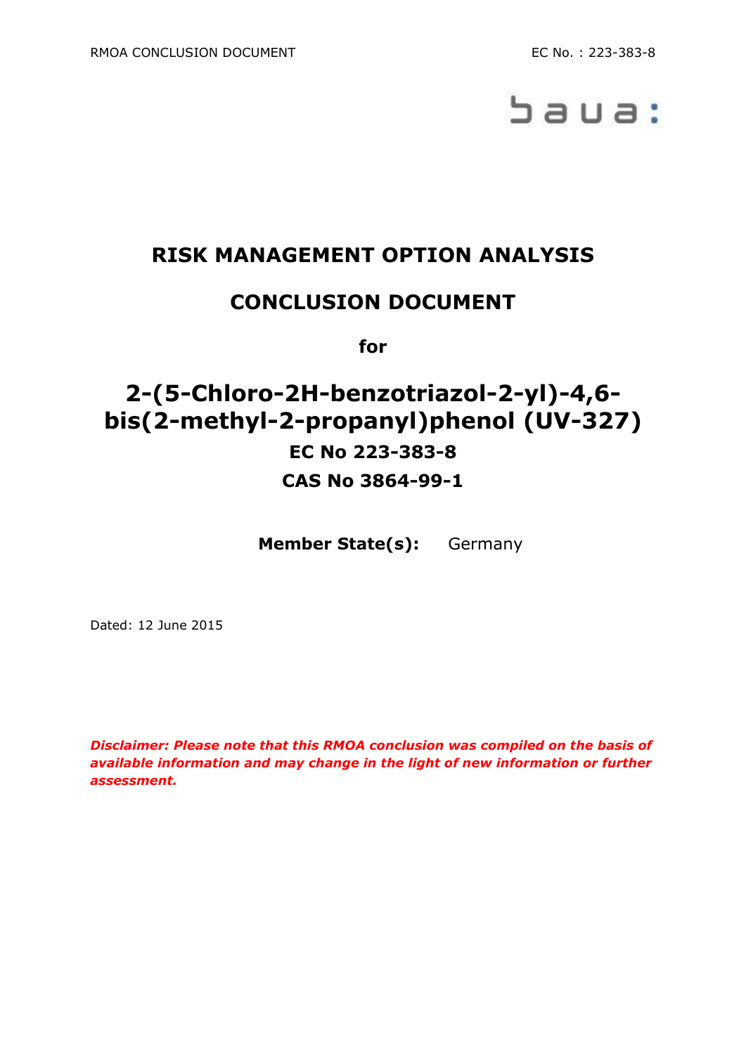# RISK MANAGEMENT OPTION ANALYSIS

# CONCLUSION DOCUMENT

**for**

# 2-(5-Chloro-2H-benzotriazol-2-yl)-4,6-bis(2-methyl-2-propanyl)phenol (UV-327)

**EC No 223-383-8**

**CAS No 3864-99-1**

**Member State(s):** Germany

Dated: 12 June 2015

***Disclaimer: Please note that this RMOA conclusion was compiled on the basis of available information and may change in the light of new information or further assessment.***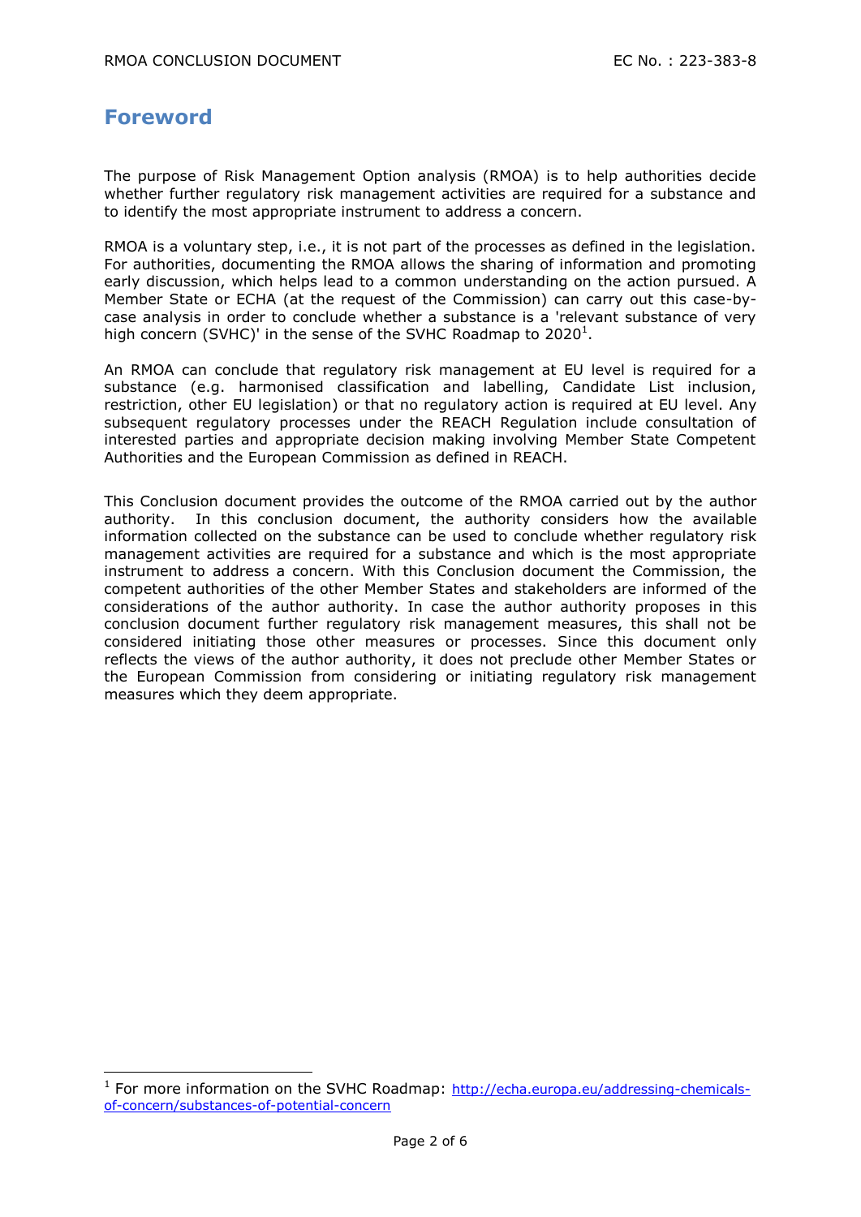# Foreword

The purpose of Risk Management Option analysis (RMOA) is to help authorities decide whether further regulatory risk management activities are required for a substance and to identify the most appropriate instrument to address a concern.

RMOA is a voluntary step, i.e., it is not part of the processes as defined in the legislation. For authorities, documenting the RMOA allows the sharing of information and promoting early discussion, which helps lead to a common understanding on the action pursued. A Member State or ECHA (at the request of the Commission) can carry out this case-by-case analysis in order to conclude whether a substance is a 'relevant substance of very high concern (SVHC)' in the sense of the SVHC Roadmap to 2020[1].

An RMOA can conclude that regulatory risk management at EU level is required for a substance (e.g. harmonised classification and labelling, Candidate List inclusion, restriction, other EU legislation) or that no regulatory action is required at EU level. Any subsequent regulatory processes under the REACH Regulation include consultation of interested parties and appropriate decision making involving Member State Competent Authorities and the European Commission as defined in REACH.

This Conclusion document provides the outcome of the RMOA carried out by the author authority. In this conclusion document, the authority considers how the available information collected on the substance can be used to conclude whether regulatory risk management activities are required for a substance and which is the most appropriate instrument to address a concern. With this Conclusion document the Commission, the competent authorities of the other Member States and stakeholders are informed of the considerations of the author authority. In case the author authority proposes in this conclusion document further regulatory risk management measures, this shall not be considered initiating those other measures or processes. Since this document only reflects the views of the author authority, it does not preclude other Member States or the European Commission from considering or initiating regulatory risk management measures which they deem appropriate.

---

[1] For more information on the SVHC Roadmap: http://echa.europa.eu/addressing-chemicals-of-concern/substances-of-potential-concern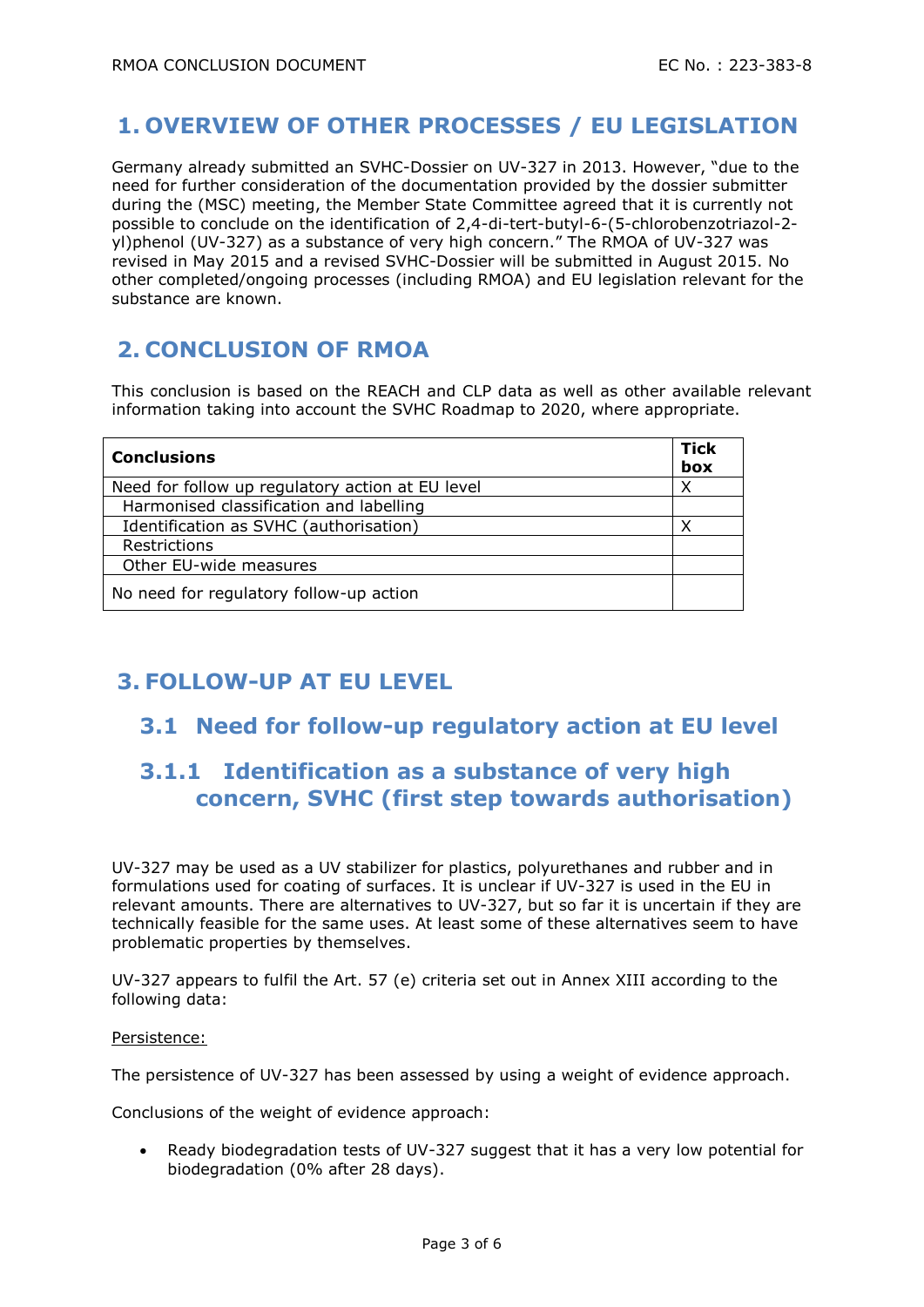# 1. OVERVIEW OF OTHER PROCESSES / EU LEGISLATION

Germany already submitted an SVHC-Dossier on UV-327 in 2013. However, "due to the need for further consideration of the documentation provided by the dossier submitter during the (MSC) meeting, the Member State Committee agreed that it is currently not possible to conclude on the identification of 2,4-di-tert-butyl-6-(5-chlorobenzotriazol-2-yl)phenol (UV-327) as a substance of very high concern." The RMOA of UV-327 was revised in May 2015 and a revised SVHC-Dossier will be submitted in August 2015. No other completed/ongoing processes (including RMOA) and EU legislation relevant for the substance are known.

# 2. CONCLUSION OF RMOA

This conclusion is based on the REACH and CLP data as well as other available relevant information taking into account the SVHC Roadmap to 2020, where appropriate.

| **Conclusions** | **Tick box** |
|---|---|
| Need for follow up regulatory action at EU level | X |
| Harmonised classification and labelling | |
| Identification as SVHC (authorisation) | X |
| Restrictions | |
| Other EU-wide measures | |
| No need for regulatory follow-up action | |

# 3. FOLLOW-UP AT EU LEVEL

## 3.1 Need for follow-up regulatory action at EU level

### 3.1.1 Identification as a substance of very high concern, SVHC (first step towards authorisation)

UV-327 may be used as a UV stabilizer for plastics, polyurethanes and rubber and in formulations used for coating of surfaces. It is unclear if UV-327 is used in the EU in relevant amounts. There are alternatives to UV-327, but so far it is uncertain if they are technically feasible for the same uses. At least some of these alternatives seem to have problematic properties by themselves.

UV-327 appears to fulfil the Art. 57 (e) criteria set out in Annex XIII according to the following data:

Persistence:

The persistence of UV-327 has been assessed by using a weight of evidence approach.

Conclusions of the weight of evidence approach:

- Ready biodegradation tests of UV-327 suggest that it has a very low potential for biodegradation (0% after 28 days).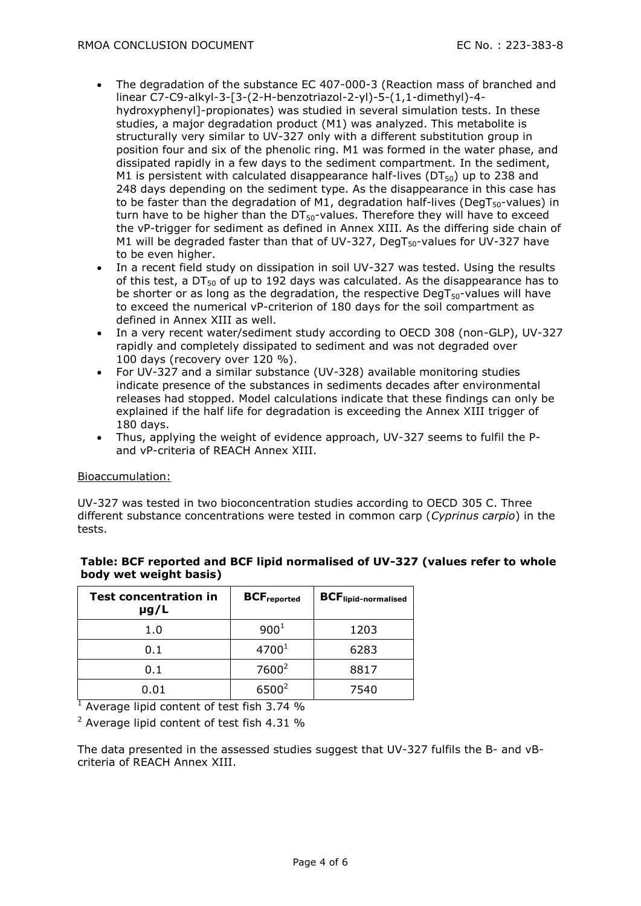- The degradation of the substance EC 407-000-3 (Reaction mass of branched and linear C7-C9-alkyl-3-[3-(2-H-benzotriazol-2-yl)-5-(1,1-dimethyl)-4-hydroxyphenyl]-propionates) was studied in several simulation tests. In these studies, a major degradation product (M1) was analyzed. This metabolite is structurally very similar to UV-327 only with a different substitution group in position four and six of the phenolic ring. M1 was formed in the water phase, and dissipated rapidly in a few days to the sediment compartment. In the sediment, M1 is persistent with calculated disappearance half-lives ($DT_{50}$) up to 238 and 248 days depending on the sediment type. As the disappearance in this case has to be faster than the degradation of M1, degradation half-lives ($DegT_{50}$-values) in turn have to be higher than the $DT_{50}$-values. Therefore they will have to exceed the vP-trigger for sediment as defined in Annex XIII. As the differing side chain of M1 will be degraded faster than that of UV-327, $DegT_{50}$-values for UV-327 have to be even higher.
- In a recent field study on dissipation in soil UV-327 was tested. Using the results of this test, a $DT_{50}$ of up to 192 days was calculated. As the disappearance has to be shorter or as long as the degradation, the respective $DegT_{50}$-values will have to exceed the numerical vP-criterion of 180 days for the soil compartment as defined in Annex XIII as well.
- In a very recent water/sediment study according to OECD 308 (non-GLP), UV-327 rapidly and completely dissipated to sediment and was not degraded over 100 days (recovery over 120 %).
- For UV-327 and a similar substance (UV-328) available monitoring studies indicate presence of the substances in sediments decades after environmental releases had stopped. Model calculations indicate that these findings can only be explained if the half life for degradation is exceeding the Annex XIII trigger of 180 days.
- Thus, applying the weight of evidence approach, UV-327 seems to fulfil the P- and vP-criteria of REACH Annex XIII.

Bioaccumulation:

UV-327 was tested in two bioconcentration studies according to OECD 305 C. Three different substance concentrations were tested in common carp (*Cyprinus carpio*) in the tests.

**Table: BCF reported and BCF lipid normalised of UV-327 (values refer to whole body wet weight basis)**

| Test concentration in µg/L | $BCF_{reported}$ | $BCF_{lipid-normalised}$ |
|---|---|---|
| 1.0 | 900[1] | 1203 |
| 0.1 | 4700[1] | 6283 |
| 0.1 | 7600[2] | 8817 |
| 0.01 | 6500[2] | 7540 |

[1] Average lipid content of test fish 3.74 %

[2] Average lipid content of test fish 4.31 %

The data presented in the assessed studies suggest that UV-327 fulfils the B- and vB-criteria of REACH Annex XIII.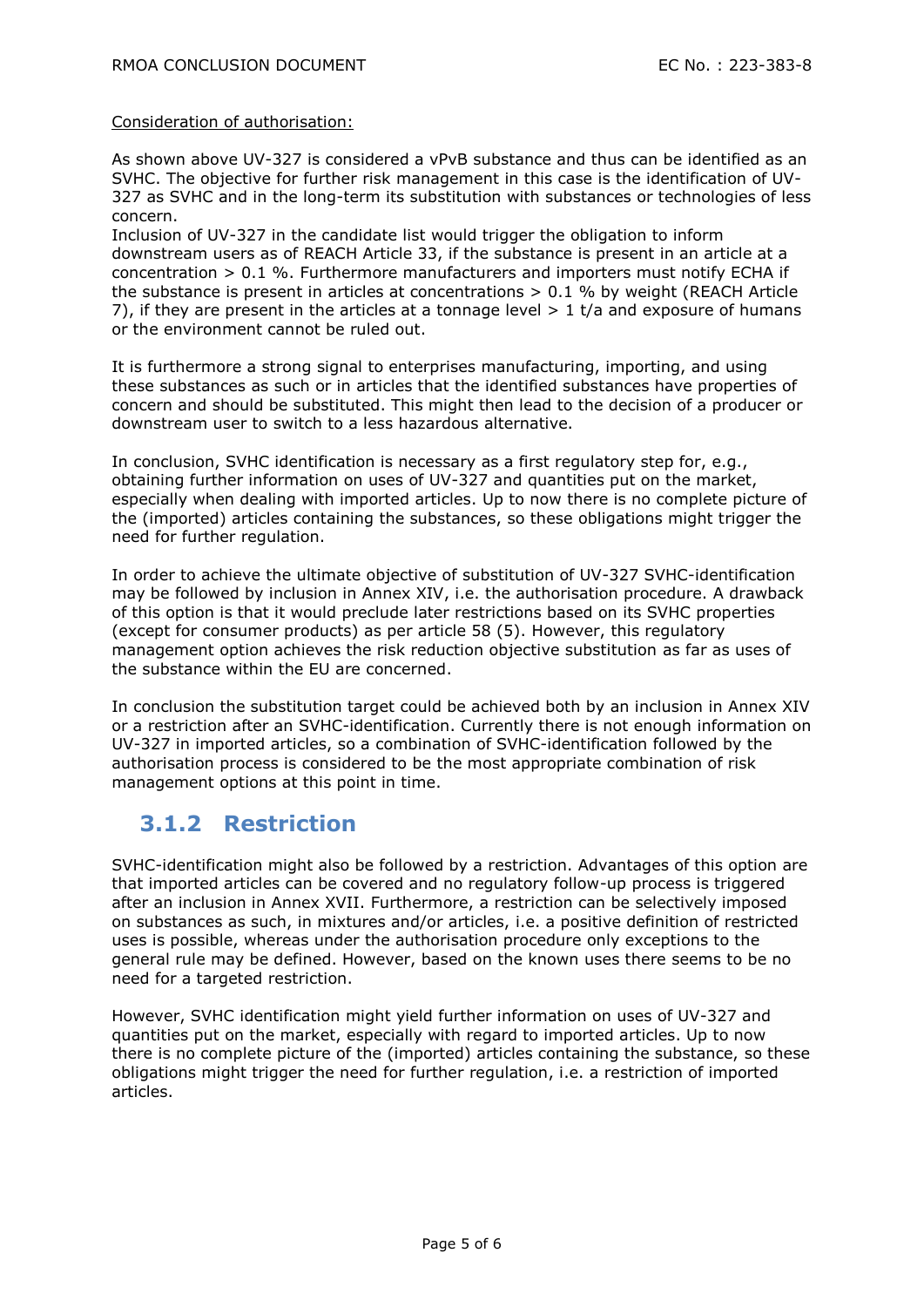Consideration of authorisation:

As shown above UV-327 is considered a vPvB substance and thus can be identified as an SVHC. The objective for further risk management in this case is the identification of UV-327 as SVHC and in the long-term its substitution with substances or technologies of less concern.
Inclusion of UV-327 in the candidate list would trigger the obligation to inform downstream users as of REACH Article 33, if the substance is present in an article at a concentration > 0.1 %. Furthermore manufacturers and importers must notify ECHA if the substance is present in articles at concentrations > 0.1 % by weight (REACH Article 7), if they are present in the articles at a tonnage level > 1 t/a and exposure of humans or the environment cannot be ruled out.

It is furthermore a strong signal to enterprises manufacturing, importing, and using these substances as such or in articles that the identified substances have properties of concern and should be substituted. This might then lead to the decision of a producer or downstream user to switch to a less hazardous alternative.

In conclusion, SVHC identification is necessary as a first regulatory step for, e.g., obtaining further information on uses of UV-327 and quantities put on the market, especially when dealing with imported articles. Up to now there is no complete picture of the (imported) articles containing the substances, so these obligations might trigger the need for further regulation.

In order to achieve the ultimate objective of substitution of UV-327 SVHC-identification may be followed by inclusion in Annex XIV, i.e. the authorisation procedure. A drawback of this option is that it would preclude later restrictions based on its SVHC properties (except for consumer products) as per article 58 (5). However, this regulatory management option achieves the risk reduction objective substitution as far as uses of the substance within the EU are concerned.

In conclusion the substitution target could be achieved both by an inclusion in Annex XIV or a restriction after an SVHC-identification. Currently there is not enough information on UV-327 in imported articles, so a combination of SVHC-identification followed by the authorisation process is considered to be the most appropriate combination of risk management options at this point in time.

### 3.1.2 Restriction

SVHC-identification might also be followed by a restriction. Advantages of this option are that imported articles can be covered and no regulatory follow-up process is triggered after an inclusion in Annex XVII. Furthermore, a restriction can be selectively imposed on substances as such, in mixtures and/or articles, i.e. a positive definition of restricted uses is possible, whereas under the authorisation procedure only exceptions to the general rule may be defined. However, based on the known uses there seems to be no need for a targeted restriction.

However, SVHC identification might yield further information on uses of UV-327 and quantities put on the market, especially with regard to imported articles. Up to now there is no complete picture of the (imported) articles containing the substance, so these obligations might trigger the need for further regulation, i.e. a restriction of imported articles.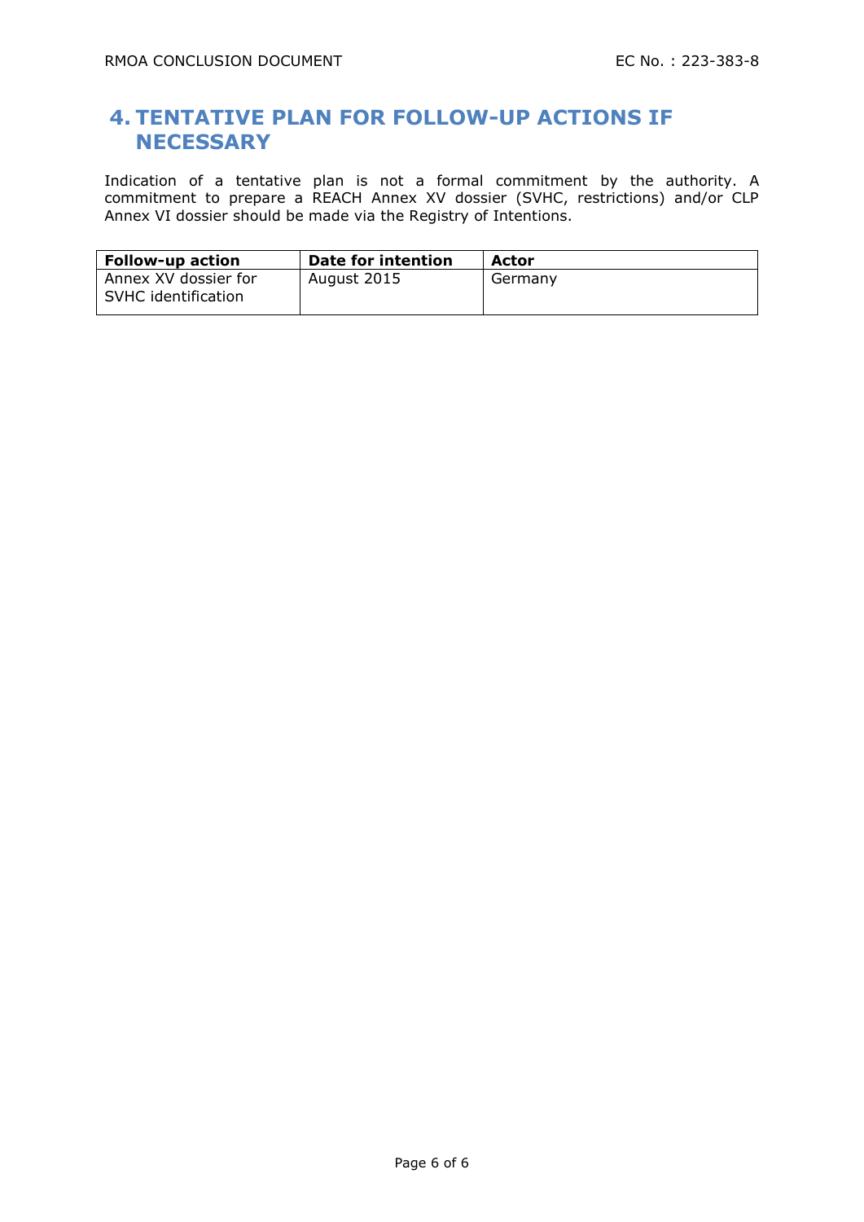# 4. TENTATIVE PLAN FOR FOLLOW-UP ACTIONS IF NECESSARY

Indication of a tentative plan is not a formal commitment by the authority. A commitment to prepare a REACH Annex XV dossier (SVHC, restrictions) and/or CLP Annex VI dossier should be made via the Registry of Intentions.

| Follow-up action | Date for intention | Actor |
|---|---|---|
| Annex XV dossier for SVHC identification | August 2015 | Germany |